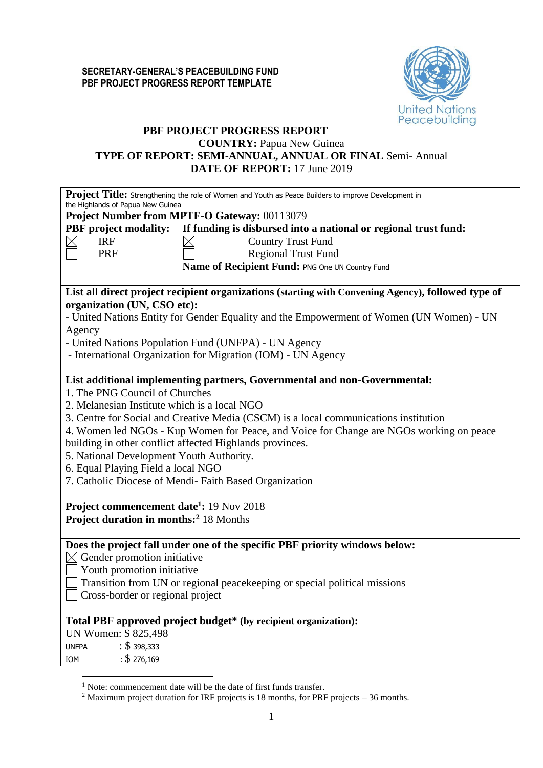**SECRETARY-GENERAL'S PEACEBUILDING FUND**
**PBF PROJECT PROGRESS REPORT TEMPLATE**

United Nations Peacebuilding

# PBF PROJECT PROGRESS REPORT

**COUNTRY:** Papua New Guinea
**TYPE OF REPORT: SEMI-ANNUAL, ANNUAL OR FINAL** Semi- Annual
**DATE OF REPORT:** 17 June 2019

**Project Title:** Strengthening the role of Women and Youth as Peace Builders to improve Development in the Highlands of Papua New Guinea
**Project Number from MPTF-O Gateway:** 00113079

| **PBF project modality:** | **If funding is disbursed into a national or regional trust fund:** |
|---|---|
| ☒ IRF | ☒ Country Trust Fund |
| ☐ PRF | ☐ Regional Trust Fund |
| | **Name of Recipient Fund:** PNG One UN Country Fund |

**List all direct project recipient organizations (starting with Convening Agency), followed type of organization (UN, CSO etc):**

- United Nations Entity for Gender Equality and the Empowerment of Women (UN Women) - UN Agency
- United Nations Population Fund (UNFPA) - UN Agency
- International Organization for Migration (IOM) - UN Agency

**List additional implementing partners, Governmental and non-Governmental:**

1. The PNG Council of Churches
2. Melanesian Institute which is a local NGO
3. Centre for Social and Creative Media (CSCM) is a local communications institution
4. Women led NGOs - Kup Women for Peace, and Voice for Change are NGOs working on peace building in other conflict affected Highlands provinces.
5. National Development Youth Authority.
6. Equal Playing Field a local NGO
7. Catholic Diocese of Mendi- Faith Based Organization

**Project commencement date[1]:** 19 Nov 2018
**Project duration in months:[2]** 18 Months

**Does the project fall under one of the specific PBF priority windows below:**

☒ Gender promotion initiative
☐ Youth promotion initiative
☐ Transition from UN or regional peacekeeping or special political missions
☐ Cross-border or regional project

**Total PBF approved project budget\* (by recipient organization):**

UN Women: $ 825,498
UNFPA : $ 398,333
IOM : $ 276,169

[1] Note: commencement date will be the date of first funds transfer.
[2] Maximum project duration for IRF projects is 18 months, for PRF projects – 36 months.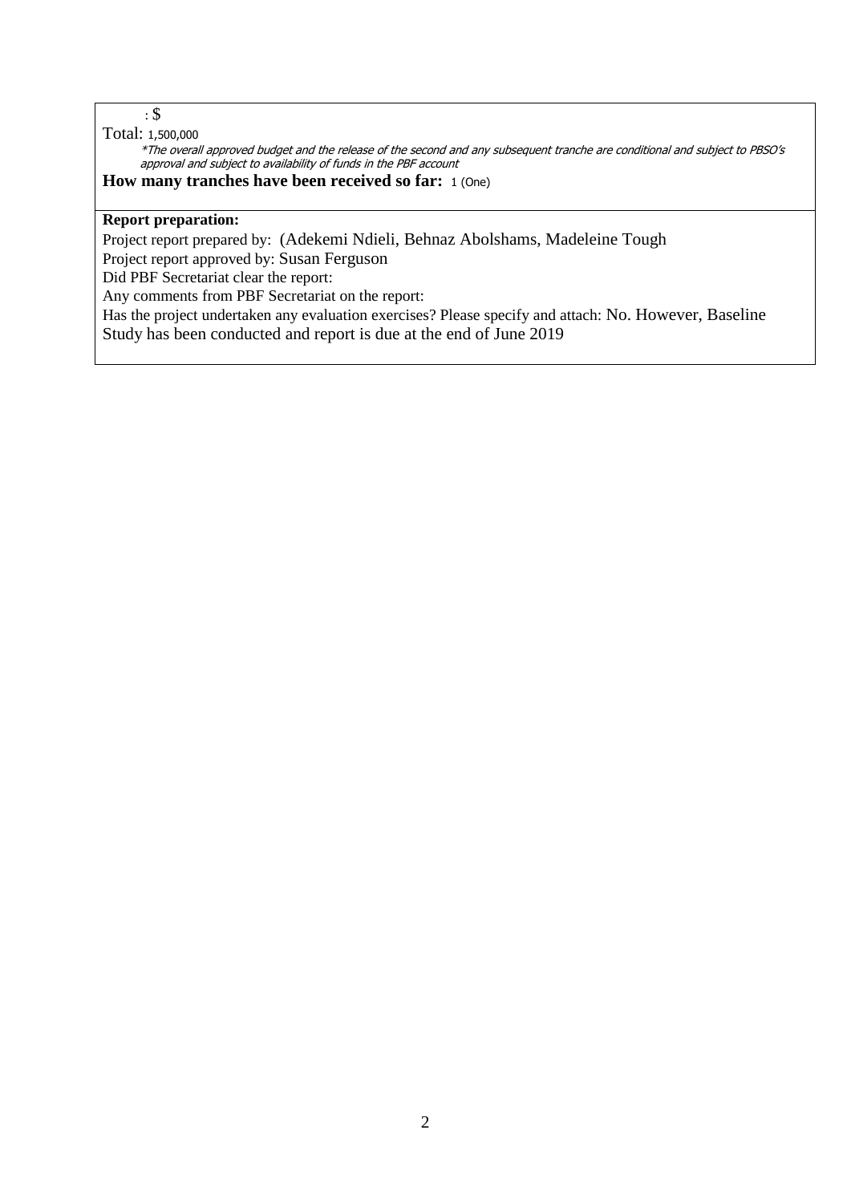: $

Total: 1,500,000

*\*The overall approved budget and the release of the second and any subsequent tranche are conditional and subject to PBSO's approval and subject to availability of funds in the PBF account*

**How many tranches have been received so far:** 1 (One)

**Report preparation:**

Project report prepared by: (Adekemi Ndieli, Behnaz Abolshams, Madeleine Tough

Project report approved by: Susan Ferguson

Did PBF Secretariat clear the report:

Any comments from PBF Secretariat on the report:

Has the project undertaken any evaluation exercises? Please specify and attach: No. However, Baseline Study has been conducted and report is due at the end of June 2019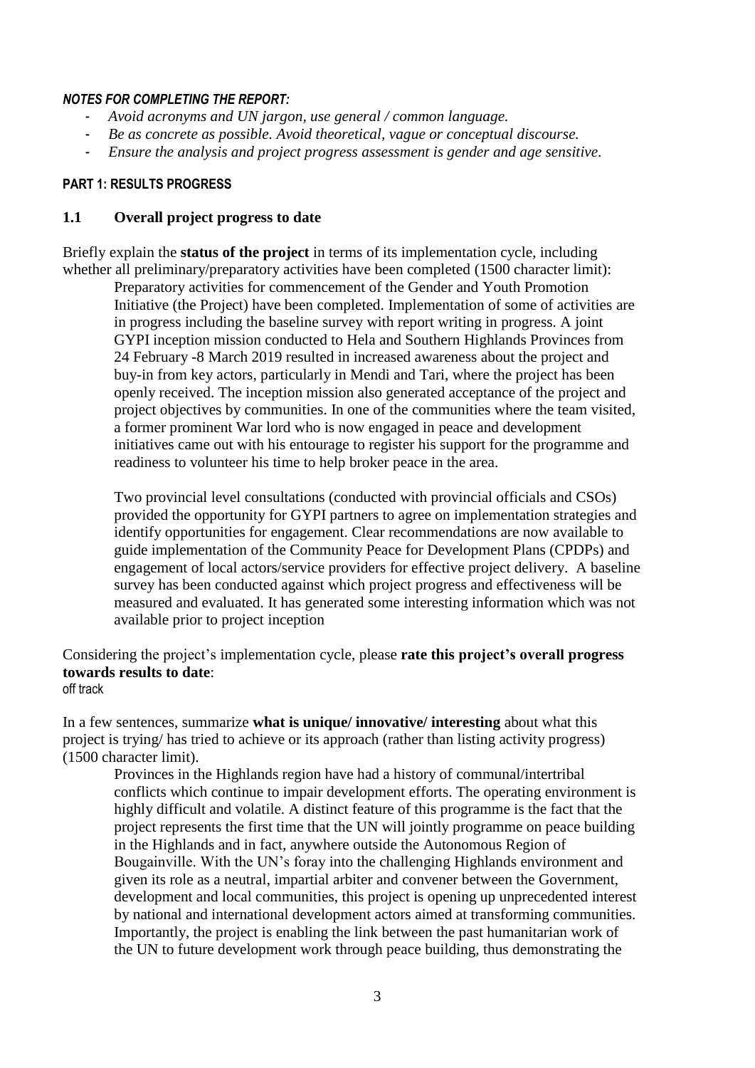***NOTES FOR COMPLETING THE REPORT:***

- *Avoid acronyms and UN jargon, use general / common language.*
- *Be as concrete as possible. Avoid theoretical, vague or conceptual discourse.*
- *Ensure the analysis and project progress assessment is gender and age sensitive.*

**PART 1: RESULTS PROGRESS**

## 1.1 Overall project progress to date

Briefly explain the **status of the project** in terms of its implementation cycle, including whether all preliminary/preparatory activities have been completed (1500 character limit):

Preparatory activities for commencement of the Gender and Youth Promotion Initiative (the Project) have been completed. Implementation of some of activities are in progress including the baseline survey with report writing in progress. A joint GYPI inception mission conducted to Hela and Southern Highlands Provinces from 24 February -8 March 2019 resulted in increased awareness about the project and buy-in from key actors, particularly in Mendi and Tari, where the project has been openly received. The inception mission also generated acceptance of the project and project objectives by communities. In one of the communities where the team visited, a former prominent War lord who is now engaged in peace and development initiatives came out with his entourage to register his support for the programme and readiness to volunteer his time to help broker peace in the area.

Two provincial level consultations (conducted with provincial officials and CSOs) provided the opportunity for GYPI partners to agree on implementation strategies and identify opportunities for engagement. Clear recommendations are now available to guide implementation of the Community Peace for Development Plans (CPDPs) and engagement of local actors/service providers for effective project delivery. A baseline survey has been conducted against which project progress and effectiveness will be measured and evaluated. It has generated some interesting information which was not available prior to project inception

Considering the project's implementation cycle, please **rate this project's overall progress towards results to date**:
off track

In a few sentences, summarize **what is unique/ innovative/ interesting** about what this project is trying/ has tried to achieve or its approach (rather than listing activity progress) (1500 character limit).

Provinces in the Highlands region have had a history of communal/intertribal conflicts which continue to impair development efforts. The operating environment is highly difficult and volatile. A distinct feature of this programme is the fact that the project represents the first time that the UN will jointly programme on peace building in the Highlands and in fact, anywhere outside the Autonomous Region of Bougainville. With the UN's foray into the challenging Highlands environment and given its role as a neutral, impartial arbiter and convener between the Government, development and local communities, this project is opening up unprecedented interest by national and international development actors aimed at transforming communities. Importantly, the project is enabling the link between the past humanitarian work of the UN to future development work through peace building, thus demonstrating the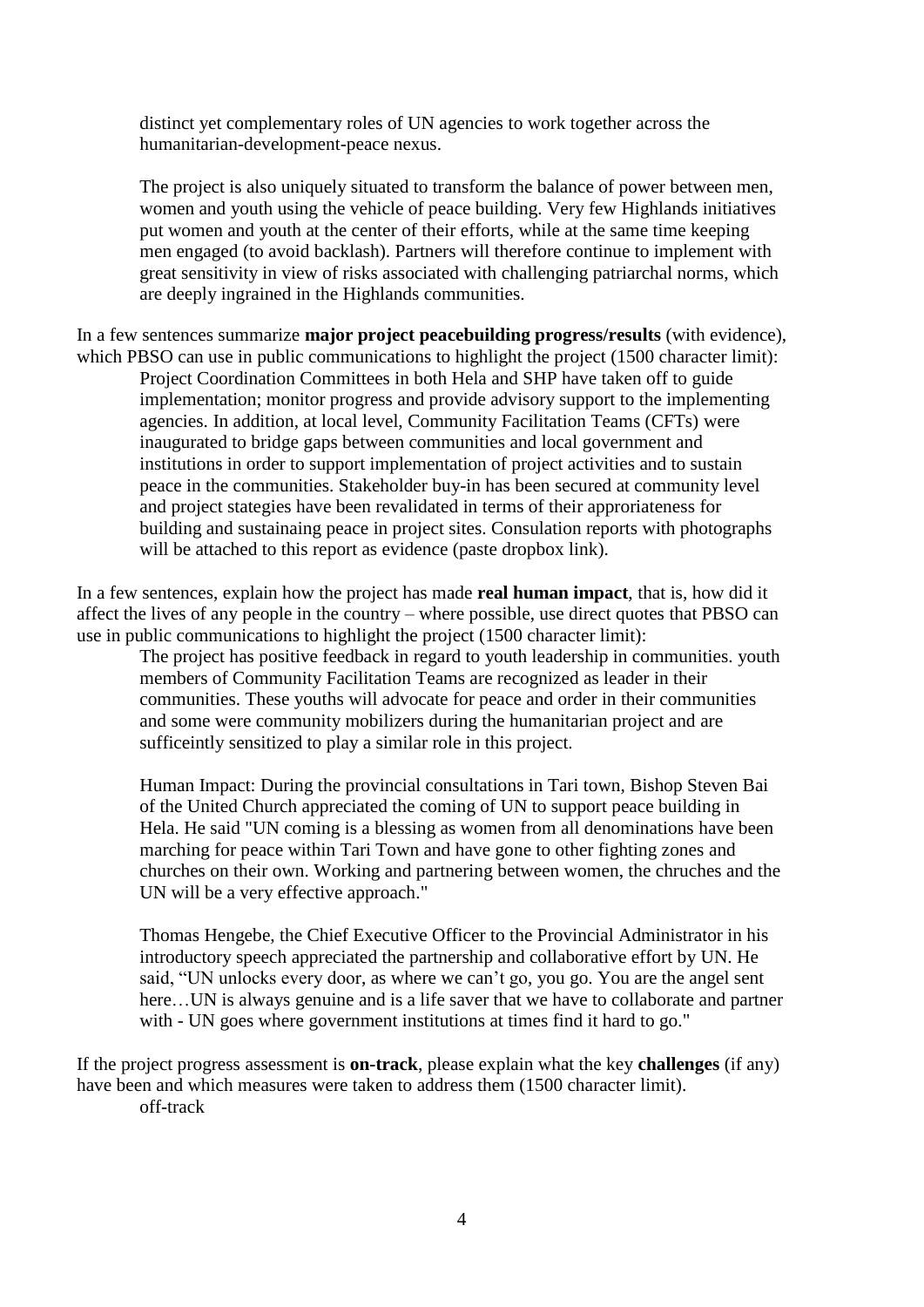distinct yet complementary roles of UN agencies to work together across the humanitarian-development-peace nexus.

The project is also uniquely situated to transform the balance of power between men, women and youth using the vehicle of peace building. Very few Highlands initiatives put women and youth at the center of their efforts, while at the same time keeping men engaged (to avoid backlash). Partners will therefore continue to implement with great sensitivity in view of risks associated with challenging patriarchal norms, which are deeply ingrained in the Highlands communities.

In a few sentences summarize **major project peacebuilding progress/results** (with evidence), which PBSO can use in public communications to highlight the project (1500 character limit):

Project Coordination Committees in both Hela and SHP have taken off to guide implementation; monitor progress and provide advisory support to the implementing agencies. In addition, at local level, Community Facilitation Teams (CFTs) were inaugurated to bridge gaps between communities and local government and institutions in order to support implementation of project activities and to sustain peace in the communities. Stakeholder buy-in has been secured at community level and project stategies have been revalidated in terms of their approriateness for building and sustainaing peace in project sites. Consulation reports with photographs will be attached to this report as evidence (paste dropbox link).

In a few sentences, explain how the project has made **real human impact**, that is, how did it affect the lives of any people in the country – where possible, use direct quotes that PBSO can use in public communications to highlight the project (1500 character limit):

The project has positive feedback in regard to youth leadership in communities. youth members of Community Facilitation Teams are recognized as leader in their communities. These youths will advocate for peace and order in their communities and some were community mobilizers during the humanitarian project and are sufficeintly sensitized to play a similar role in this project.

Human Impact: During the provincial consultations in Tari town, Bishop Steven Bai of the United Church appreciated the coming of UN to support peace building in Hela. He said "UN coming is a blessing as women from all denominations have been marching for peace within Tari Town and have gone to other fighting zones and churches on their own. Working and partnering between women, the chruches and the UN will be a very effective approach."

Thomas Hengebe, the Chief Executive Officer to the Provincial Administrator in his introductory speech appreciated the partnership and collaborative effort by UN. He said, "UN unlocks every door, as where we can't go, you go. You are the angel sent here…UN is always genuine and is a life saver that we have to collaborate and partner with - UN goes where government institutions at times find it hard to go."

If the project progress assessment is **on-track**, please explain what the key **challenges** (if any) have been and which measures were taken to address them (1500 character limit).

off-track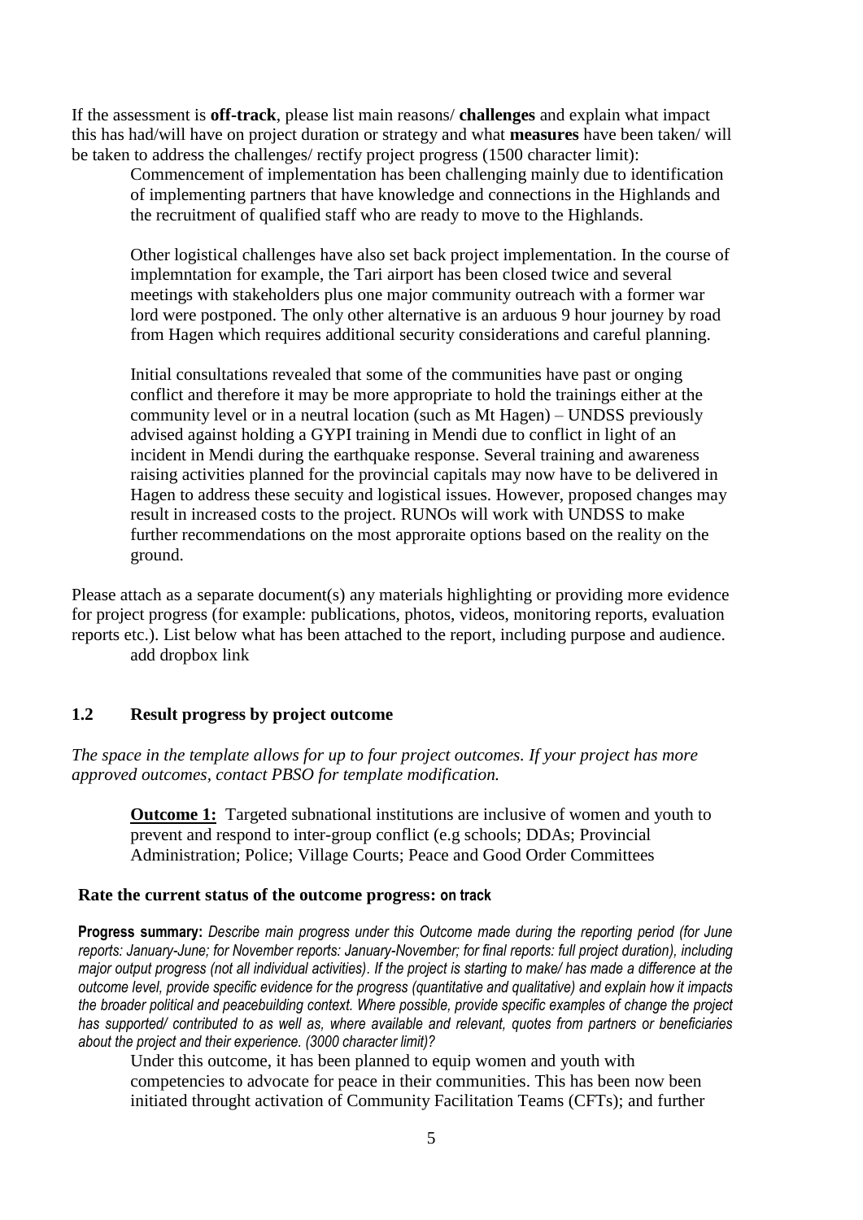If the assessment is **off-track**, please list main reasons/ **challenges** and explain what impact this has had/will have on project duration or strategy and what **measures** have been taken/ will be taken to address the challenges/ rectify project progress (1500 character limit):

> Commencement of implementation has been challenging mainly due to identification of implementing partners that have knowledge and connections in the Highlands and the recruitment of qualified staff who are ready to move to the Highlands.
>
> Other logistical challenges have also set back project implementation. In the course of implemntation for example, the Tari airport has been closed twice and several meetings with stakeholders plus one major community outreach with a former war lord were postponed. The only other alternative is an arduous 9 hour journey by road from Hagen which requires additional security considerations and careful planning.
>
> Initial consultations revealed that some of the communities have past or onging conflict and therefore it may be more appropriate to hold the trainings either at the community level or in a neutral location (such as Mt Hagen) – UNDSS previously advised against holding a GYPI training in Mendi due to conflict in light of an incident in Mendi during the earthquake response. Several training and awareness raising activities planned for the provincial capitals may now have to be delivered in Hagen to address these secuity and logistical issues. However, proposed changes may result in increased costs to the project. RUNOs will work with UNDSS to make further recommendations on the most approraite options based on the reality on the ground.

Please attach as a separate document(s) any materials highlighting or providing more evidence for project progress (for example: publications, photos, videos, monitoring reports, evaluation reports etc.). List below what has been attached to the report, including purpose and audience.

> add dropbox link

### 1.2 Result progress by project outcome

*The space in the template allows for up to four project outcomes. If your project has more approved outcomes, contact PBSO for template modification.*

> **Outcome 1:** Targeted subnational institutions are inclusive of women and youth to prevent and respond to inter-group conflict (e.g schools; DDAs; Provincial Administration; Police; Village Courts; Peace and Good Order Committees

**Rate the current status of the outcome progress: on track**

**Progress summary:** *Describe main progress under this Outcome made during the reporting period (for June reports: January-June; for November reports: January-November; for final reports: full project duration), including major output progress (not all individual activities). If the project is starting to make/ has made a difference at the outcome level, provide specific evidence for the progress (quantitative and qualitative) and explain how it impacts the broader political and peacebuilding context. Where possible, provide specific examples of change the project has supported/ contributed to as well as, where available and relevant, quotes from partners or beneficiaries about the project and their experience. (3000 character limit)?*

> Under this outcome, it has been planned to equip women and youth with competencies to advocate for peace in their communities. This has been now been initiated throught activation of Community Facilitation Teams (CFTs); and further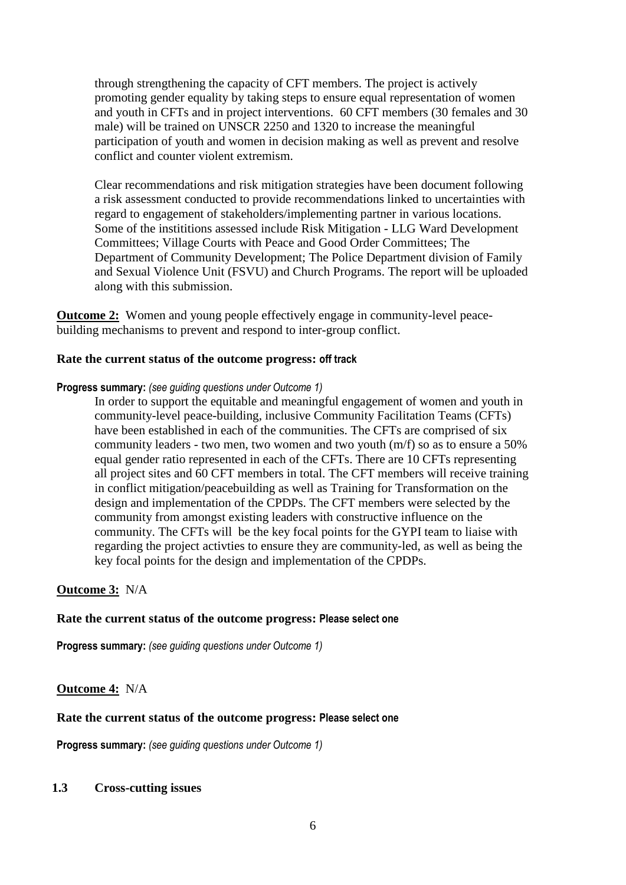through strengthening the capacity of CFT members. The project is actively promoting gender equality by taking steps to ensure equal representation of women and youth in CFTs and in project interventions. 60 CFT members (30 females and 30 male) will be trained on UNSCR 2250 and 1320 to increase the meaningful participation of youth and women in decision making as well as prevent and resolve conflict and counter violent extremism.

Clear recommendations and risk mitigation strategies have been document following a risk assessment conducted to provide recommendations linked to uncertainties with regard to engagement of stakeholders/implementing partner in various locations. Some of the institituions assessed include Risk Mitigation - LLG Ward Development Committees; Village Courts with Peace and Good Order Committees; The Department of Community Development; The Police Department division of Family and Sexual Violence Unit (FSVU) and Church Programs. The report will be uploaded along with this submission.

**Outcome 2:** Women and young people effectively engage in community-level peace-building mechanisms to prevent and respond to inter-group conflict.

**Rate the current status of the outcome progress: off track**

**Progress summary:** *(see guiding questions under Outcome 1)*

In order to support the equitable and meaningful engagement of women and youth in community-level peace-building, inclusive Community Facilitation Teams (CFTs) have been established in each of the communities. The CFTs are comprised of six community leaders - two men, two women and two youth (m/f) so as to ensure a 50% equal gender ratio represented in each of the CFTs. There are 10 CFTs representing all project sites and 60 CFT members in total. The CFT members will receive training in conflict mitigation/peacebuilding as well as Training for Transformation on the design and implementation of the CPDPs. The CFT members were selected by the community from amongst existing leaders with constructive influence on the community. The CFTs will be the key focal points for the GYPI team to liaise with regarding the project activties to ensure they are community-led, as well as being the key focal points for the design and implementation of the CPDPs.

**Outcome 3:** N/A

**Rate the current status of the outcome progress: Please select one**

**Progress summary:** *(see guiding questions under Outcome 1)*

**Outcome 4:** N/A

**Rate the current status of the outcome progress: Please select one**

**Progress summary:** *(see guiding questions under Outcome 1)*

## 1.3 Cross-cutting issues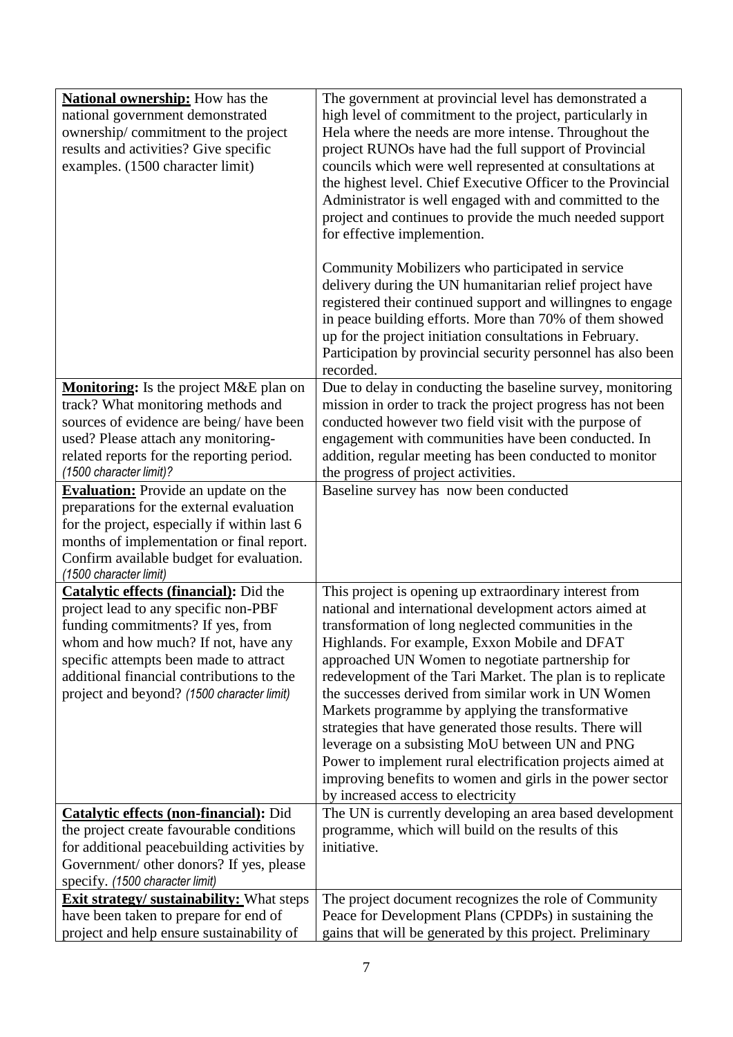| | |
|---|---|
| **National ownership:** How has the national government demonstrated ownership/ commitment to the project results and activities? Give specific examples. (1500 character limit) | The government at provincial level has demonstrated a high level of commitment to the project, particularly in Hela where the needs are more intense. Throughout the project RUNOs have had the full support of Provincial councils which were well represented at consultations at the highest level. Chief Executive Officer to the Provincial Administrator is well engaged with and committed to the project and continues to provide the much needed support for effective implemention.<br><br>Community Mobilizers who participated in service delivery during the UN humanitarian relief project have registered their continued support and willingnes to engage in peace building efforts. More than 70% of them showed up for the project initiation consultations in February. Participation by provincial security personnel has also been recorded. |
| **Monitoring:** Is the project M&E plan on track? What monitoring methods and sources of evidence are being/ have been used? Please attach any monitoring-related reports for the reporting period. *(1500 character limit)?* | Due to delay in conducting the baseline survey, monitoring mission in order to track the project progress has not been conducted however two field visit with the purpose of engagement with communities have been conducted. In addition, regular meeting has been conducted to monitor the progress of project activities. |
| **Evaluation:** Provide an update on the preparations for the external evaluation for the project, especially if within last 6 months of implementation or final report. Confirm available budget for evaluation. *(1500 character limit)* | Baseline survey has now been conducted |
| **Catalytic effects (financial):** Did the project lead to any specific non-PBF funding commitments? If yes, from whom and how much? If not, have any specific attempts been made to attract additional financial contributions to the project and beyond? *(1500 character limit)* | This project is opening up extraordinary interest from national and international development actors aimed at transformation of long neglected communities in the Highlands. For example, Exxon Mobile and DFAT approached UN Women to negotiate partnership for redevelopment of the Tari Market. The plan is to replicate the successes derived from similar work in UN Women Markets programme by applying the transformative strategies that have generated those results. There will leverage on a subsisting MoU between UN and PNG Power to implement rural electrification projects aimed at improving benefits to women and girls in the power sector by increased access to electricity |
| **Catalytic effects (non-financial):** Did the project create favourable conditions for additional peacebuilding activities by Government/ other donors? If yes, please specify. *(1500 character limit)* | The UN is currently developing an area based development programme, which will build on the results of this initiative. |
| **Exit strategy/ sustainability:** What steps have been taken to prepare for end of project and help ensure sustainability of | The project document recognizes the role of Community Peace for Development Plans (CPDPs) in sustaining the gains that will be generated by this project. Preliminary |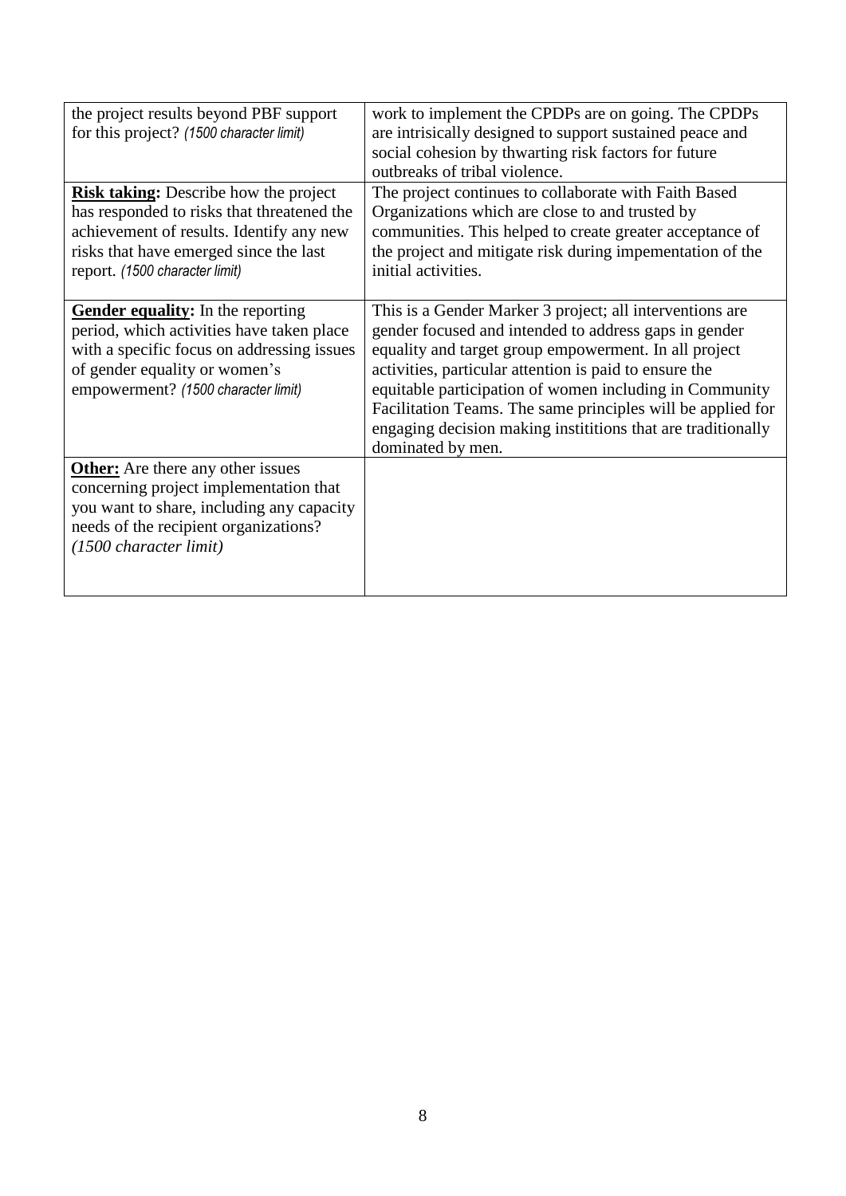| | |
|---|---|
| the project results beyond PBF support for this project? *(1500 character limit)* | work to implement the CPDPs are on going. The CPDPs are intrisically designed to support sustained peace and social cohesion by thwarting risk factors for future outbreaks of tribal violence. |
| **Risk taking:** Describe how the project has responded to risks that threatened the achievement of results. Identify any new risks that have emerged since the last report. *(1500 character limit)* | The project continues to collaborate with Faith Based Organizations which are close to and trusted by communities. This helped to create greater acceptance of the project and mitigate risk during impementation of the initial activities. |
| **Gender equality:** In the reporting period, which activities have taken place with a specific focus on addressing issues of gender equality or women's empowerment? *(1500 character limit)* | This is a Gender Marker 3 project; all interventions are gender focused and intended to address gaps in gender equality and target group empowerment. In all project activities, particular attention is paid to ensure the equitable participation of women including in Community Facilitation Teams. The same principles will be applied for engaging decision making instititions that are traditionally dominated by men. |
| **Other:** Are there any other issues concerning project implementation that you want to share, including any capacity needs of the recipient organizations? *(1500 character limit)* | |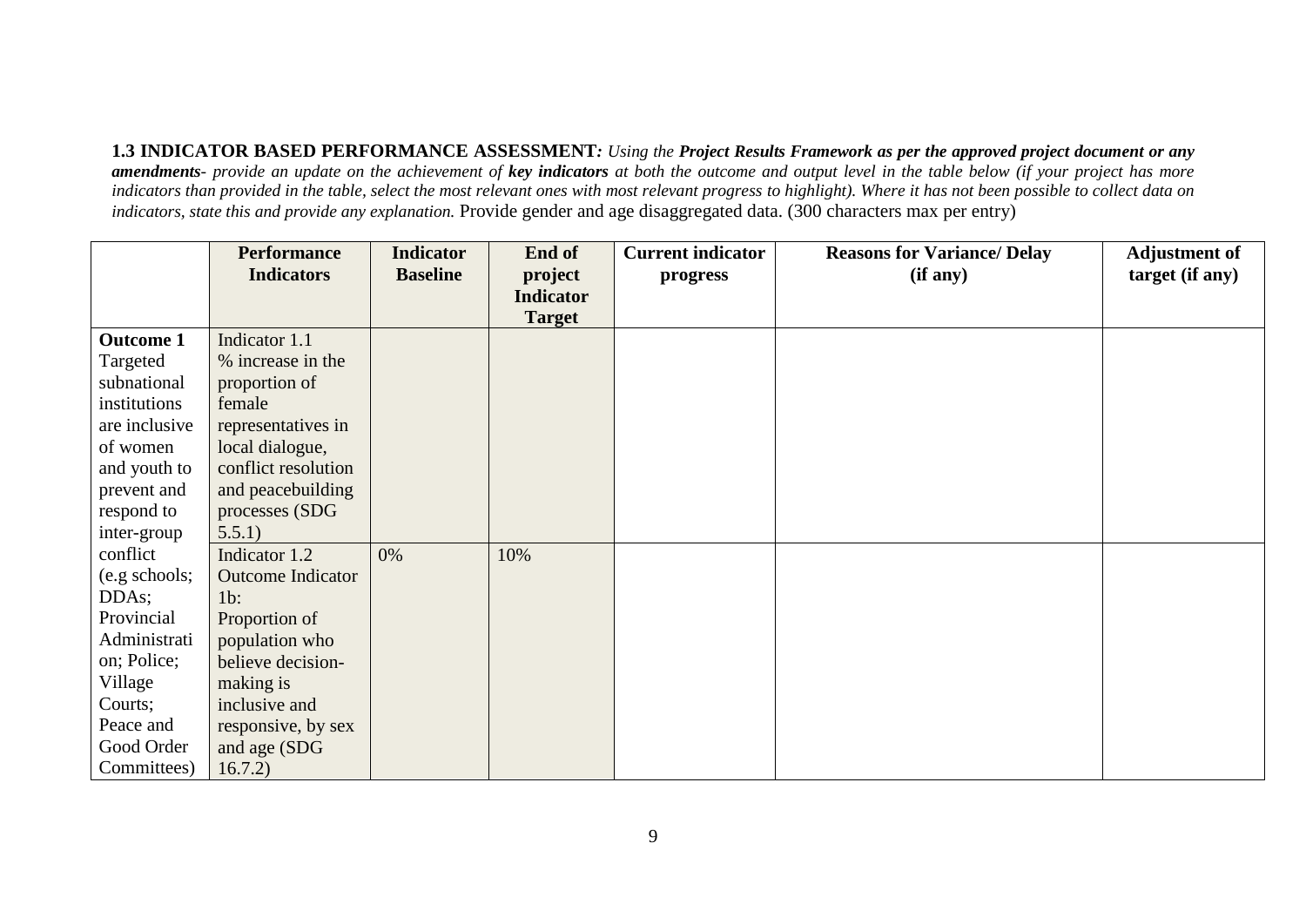**1.3 INDICATOR BASED PERFORMANCE ASSESSMENT***: Using the* ***Project Results Framework as per the approved project document or any amendments****- provide an update on the achievement of* ***key indicators*** *at both the outcome and output level in the table below (if your project has more indicators than provided in the table, select the most relevant ones with most relevant progress to highlight). Where it has not been possible to collect data on indicators, state this and provide any explanation.* Provide gender and age disaggregated data. (300 characters max per entry)

| | Performance Indicators | Indicator Baseline | End of project Indicator Target | Current indicator progress | Reasons for Variance/ Delay (if any) | Adjustment of target (if any) |
|---|---|---|---|---|---|---|
| **Outcome 1** Targeted subnational institutions are inclusive of women and youth to prevent and respond to inter-group conflict (e.g schools; DDAs; Provincial Administration; Police; Village Courts; Peace and Good Order Committees) | Indicator 1.1 % increase in the proportion of female representatives in local dialogue, conflict resolution and peacebuilding processes (SDG 5.5.1) | | | | | |
| | Indicator 1.2 Outcome Indicator 1b: Proportion of population who believe decision-making is inclusive and responsive, by sex and age (SDG 16.7.2) | 0% | 10% | | | |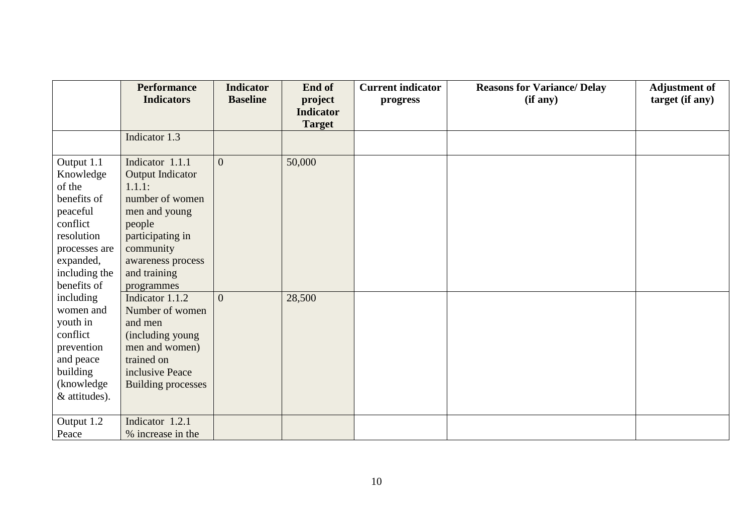|  | Performance Indicators | Indicator Baseline | End of project Indicator Target | Current indicator progress | Reasons for Variance/ Delay (if any) | Adjustment of target (if any) |
|---|---|---|---|---|---|---|
|  | Indicator 1.3 |  |  |  |  |  |
| Output 1.1 Knowledge of the benefits of peaceful conflict resolution processes are expanded, including the benefits of including women and youth in conflict prevention and peace building (knowledge & attitudes). | Indicator 1.1.1 Output Indicator 1.1.1: number of women men and young people participating in community awareness process and training programmes | 0 | 50,000 |  |  |  |
|  | Indicator 1.1.2 Number of women and men (including young men and women) trained on inclusive Peace Building processes | 0 | 28,500 |  |  |  |
| Output 1.2 Peace | Indicator 1.2.1 % increase in the |  |  |  |  |  |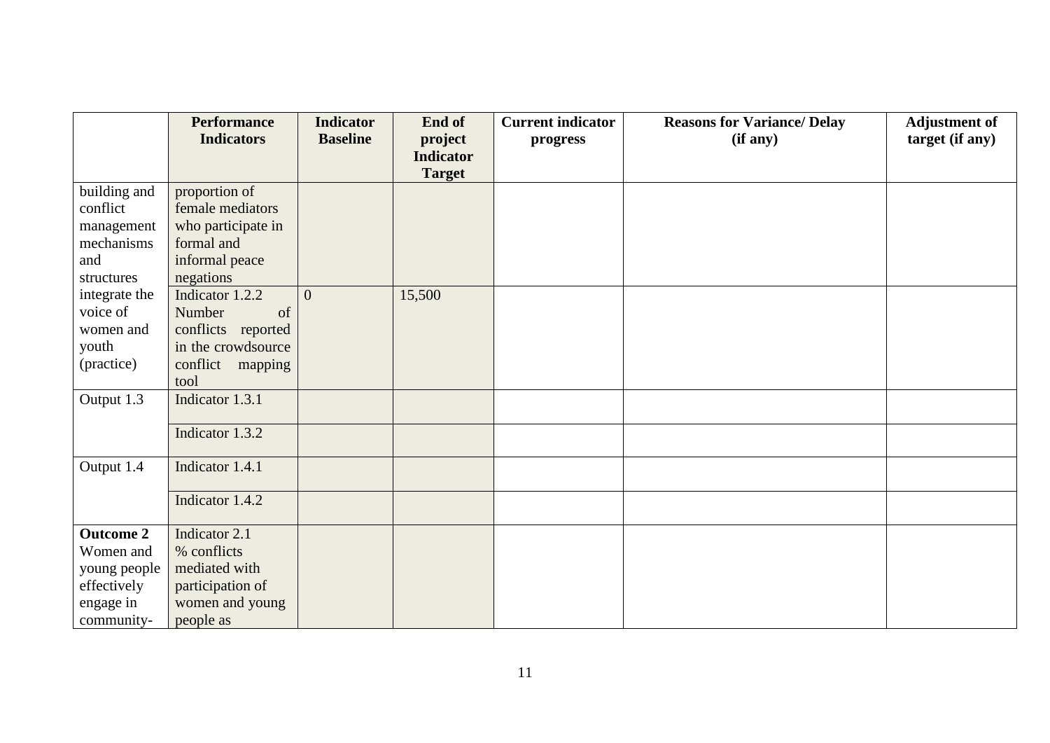| | Performance Indicators | Indicator Baseline | End of project Indicator Target | Current indicator progress | Reasons for Variance/ Delay (if any) | Adjustment of target (if any) |
|---|---|---|---|---|---|---|
| building and conflict management mechanisms and structures integrate the voice of women and youth (practice) | proportion of female mediators who participate in formal and informal peace negations | | | | | |
| | Indicator 1.2.2 Number of conflicts reported in the crowdsource conflict mapping tool | 0 | 15,500 | | | |
| Output 1.3 | Indicator 1.3.1 | | | | | |
| | Indicator 1.3.2 | | | | | |
| Output 1.4 | Indicator 1.4.1 | | | | | |
| | Indicator 1.4.2 | | | | | |
| **Outcome 2** Women and young people effectively engage in community- | Indicator 2.1 % conflicts mediated with participation of women and young people as | | | | | |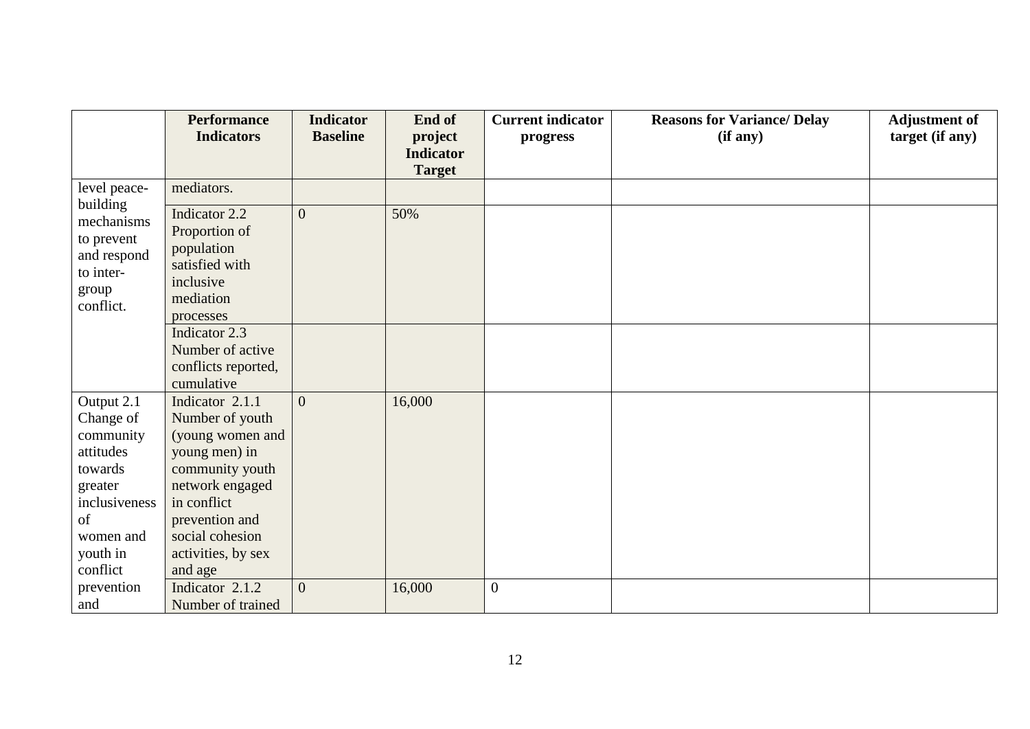| | Performance Indicators | Indicator Baseline | End of project Indicator Target | Current indicator progress | Reasons for Variance/ Delay (if any) | Adjustment of target (if any) |
|---|---|---|---|---|---|---|
| level peace-building mechanisms to prevent and respond to inter-group conflict. | mediators. | | | | | |
| | Indicator 2.2 Proportion of population satisfied with inclusive mediation processes | 0 | 50% | | | |
| | Indicator 2.3 Number of active conflicts reported, cumulative | | | | | |
| Output 2.1 Change of community attitudes towards greater inclusiveness of women and youth in conflict prevention and | Indicator 2.1.1 Number of youth (young women and young men) in community youth network engaged in conflict prevention and social cohesion activities, by sex and age | 0 | 16,000 | | | |
| | Indicator 2.1.2 Number of trained | 0 | 16,000 | 0 | | |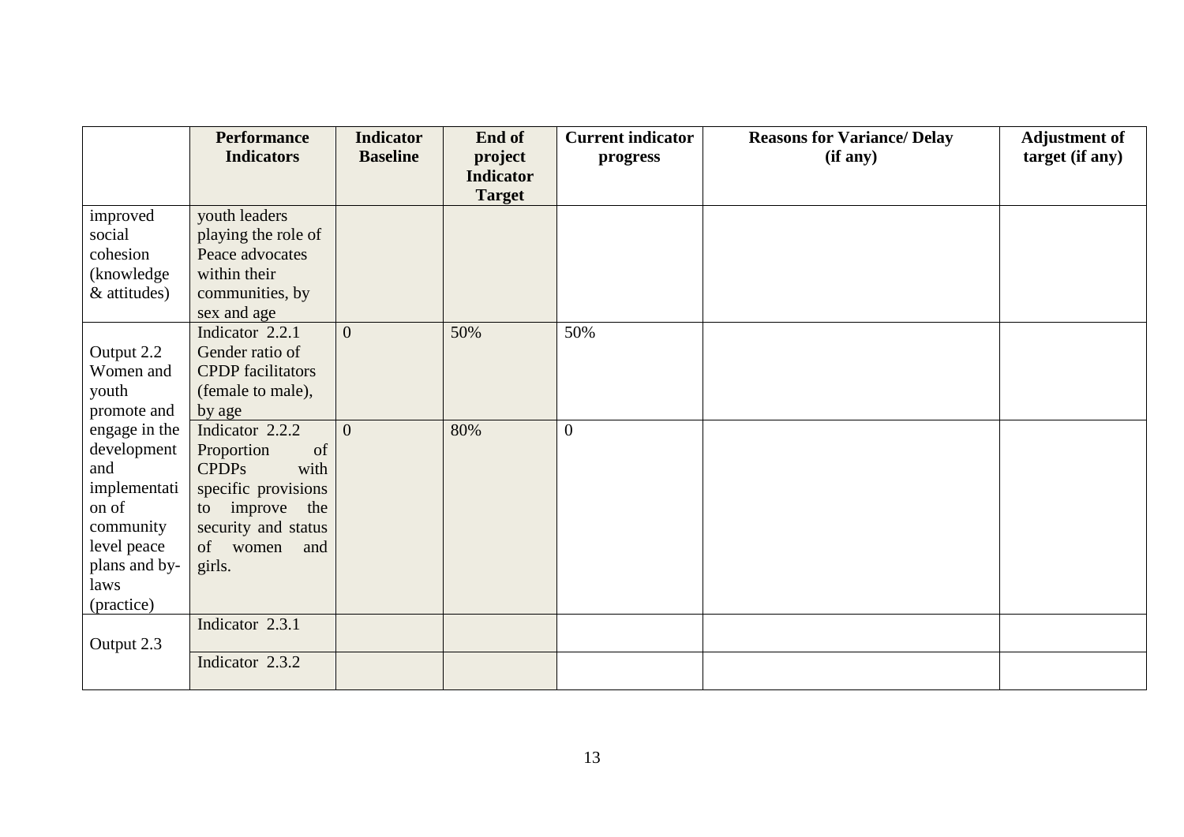| | Performance Indicators | Indicator Baseline | End of project Indicator Target | Current indicator progress | Reasons for Variance/ Delay (if any) | Adjustment of target (if any) |
|---|---|---|---|---|---|---|
| improved social cohesion (knowledge & attitudes) | youth leaders playing the role of Peace advocates within their communities, by sex and age | | | | | |
| Output 2.2 Women and youth promote and engage in the development and implementation of community level peace plans and by-laws (practice) | Indicator 2.2.1 Gender ratio of CPDP facilitators (female to male), by age | 0 | 50% | 50% | | |
| | Indicator 2.2.2 Proportion of CPDPs with specific provisions to improve the security and status of women and girls. | 0 | 80% | 0 | | |
| Output 2.3 | Indicator 2.3.1 | | | | | |
| | Indicator 2.3.2 | | | | | |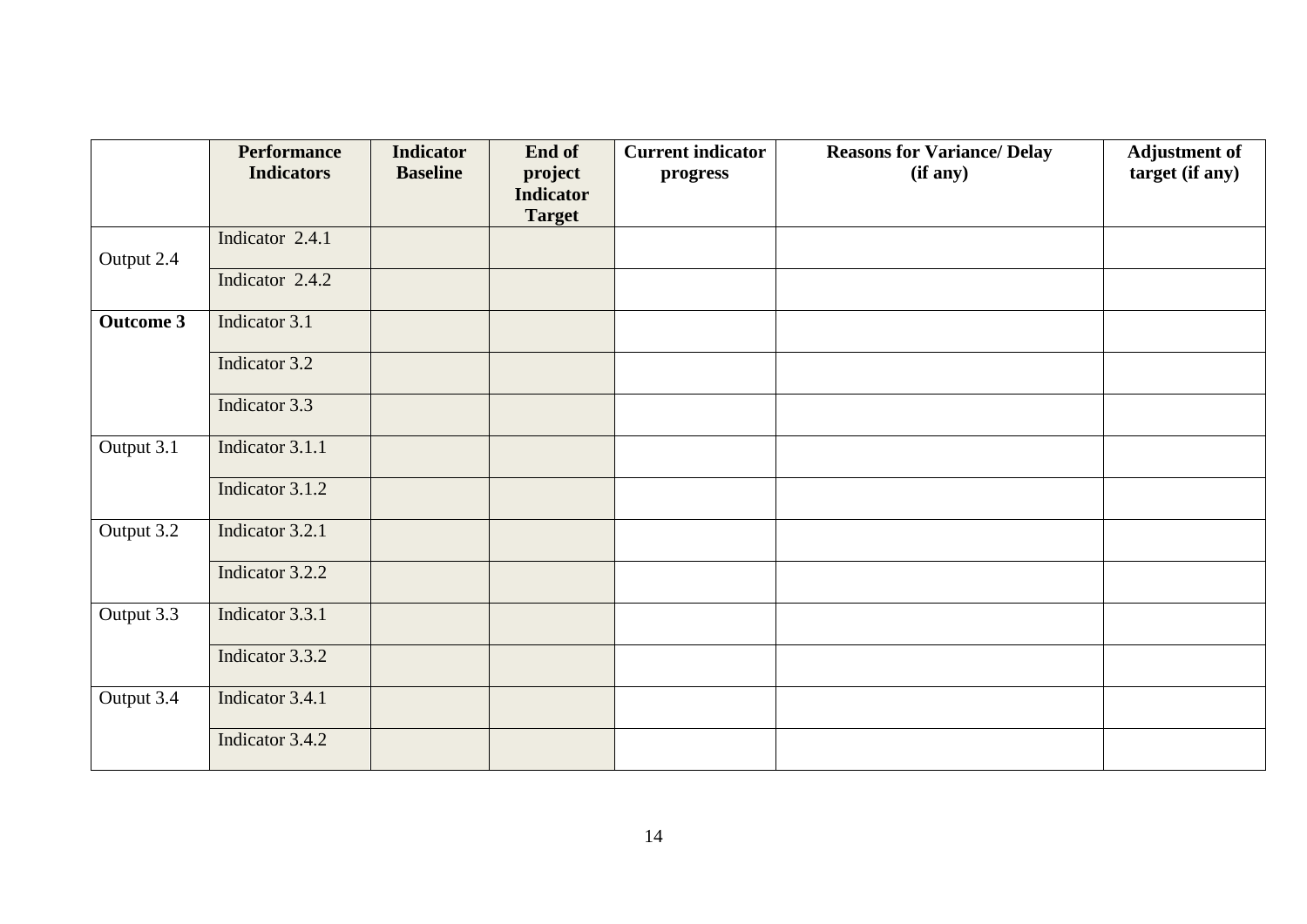| | Performance Indicators | Indicator Baseline | End of project Indicator Target | Current indicator progress | Reasons for Variance/ Delay (if any) | Adjustment of target (if any) |
|---|---|---|---|---|---|---|
| Output 2.4 | Indicator 2.4.1 | | | | | |
| | Indicator 2.4.2 | | | | | |
| **Outcome 3** | Indicator 3.1 | | | | | |
| | Indicator 3.2 | | | | | |
| | Indicator 3.3 | | | | | |
| Output 3.1 | Indicator 3.1.1 | | | | | |
| | Indicator 3.1.2 | | | | | |
| Output 3.2 | Indicator 3.2.1 | | | | | |
| | Indicator 3.2.2 | | | | | |
| Output 3.3 | Indicator 3.3.1 | | | | | |
| | Indicator 3.3.2 | | | | | |
| Output 3.4 | Indicator 3.4.1 | | | | | |
| | Indicator 3.4.2 | | | | | |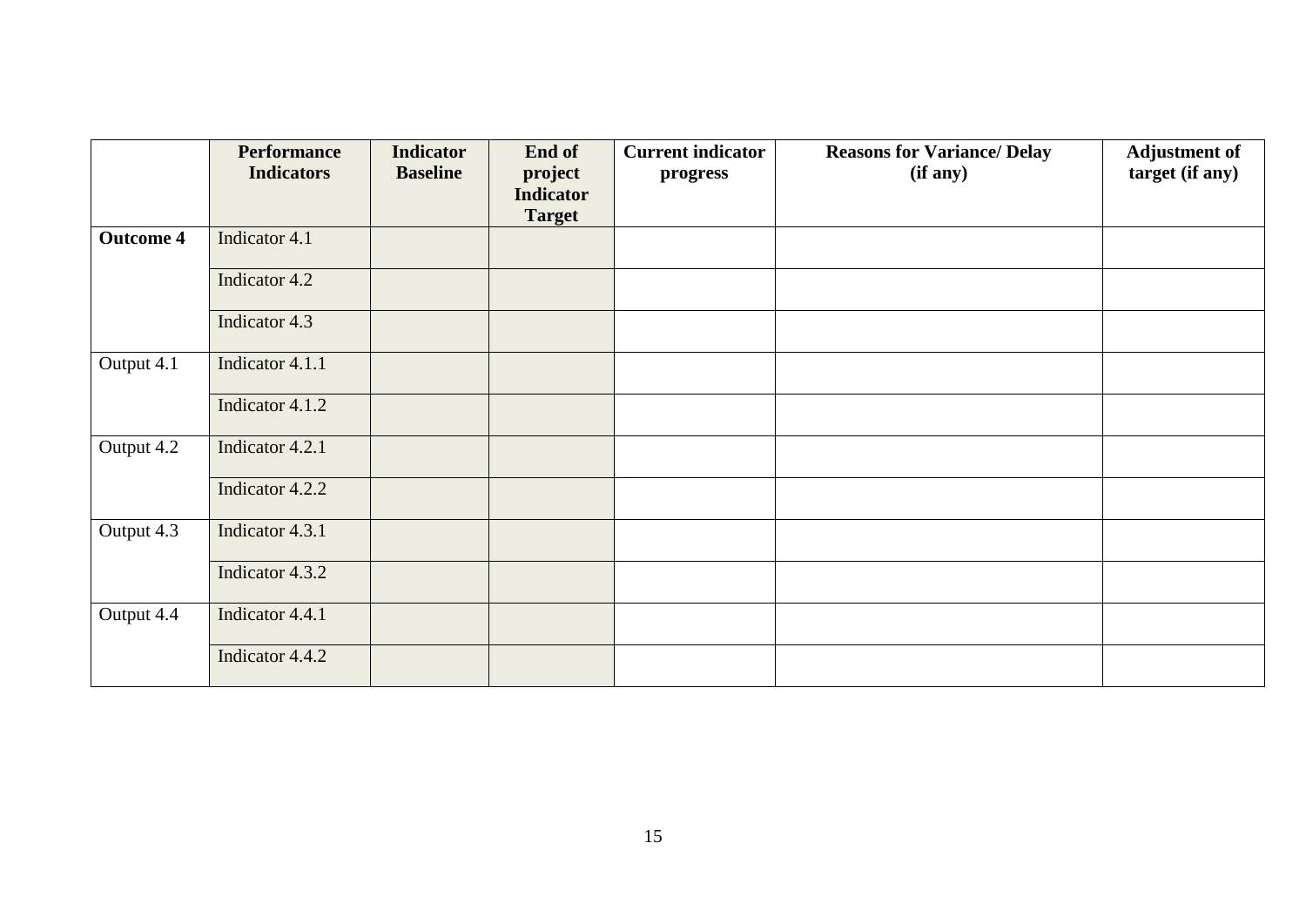| | Performance Indicators | Indicator Baseline | End of project Indicator Target | Current indicator progress | Reasons for Variance/ Delay (if any) | Adjustment of target (if any) |
|---|---|---|---|---|---|---|
| **Outcome 4** | Indicator 4.1 | | | | | |
| | Indicator 4.2 | | | | | |
| | Indicator 4.3 | | | | | |
| Output 4.1 | Indicator 4.1.1 | | | | | |
| | Indicator 4.1.2 | | | | | |
| Output 4.2 | Indicator 4.2.1 | | | | | |
| | Indicator 4.2.2 | | | | | |
| Output 4.3 | Indicator 4.3.1 | | | | | |
| | Indicator 4.3.2 | | | | | |
| Output 4.4 | Indicator 4.4.1 | | | | | |
| | Indicator 4.4.2 | | | | | |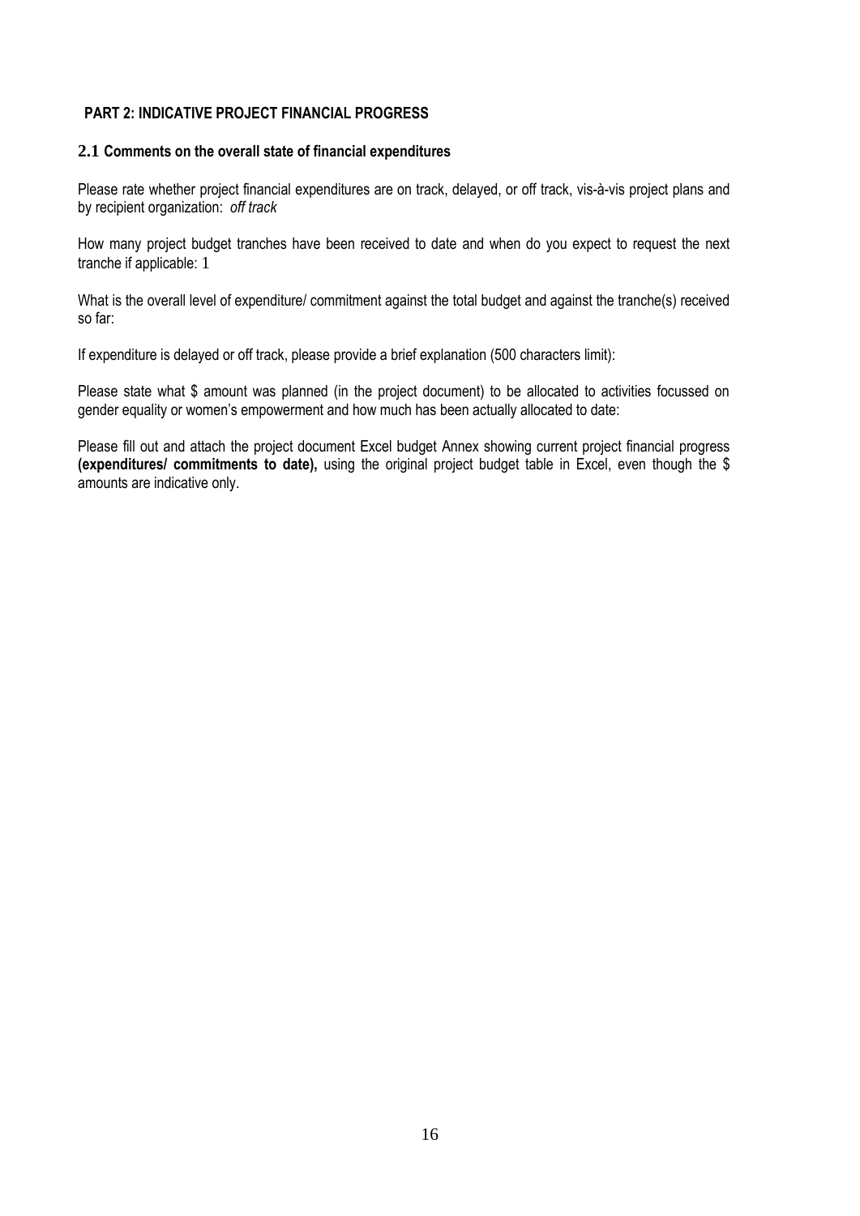**PART 2: INDICATIVE PROJECT FINANCIAL PROGRESS**

**2.1 Comments on the overall state of financial expenditures**

Please rate whether project financial expenditures are on track, delayed, or off track, vis-à-vis project plans and by recipient organization: *off track*

How many project budget tranches have been received to date and when do you expect to request the next tranche if applicable: 1

What is the overall level of expenditure/ commitment against the total budget and against the tranche(s) received so far:

If expenditure is delayed or off track, please provide a brief explanation (500 characters limit):

Please state what $ amount was planned (in the project document) to be allocated to activities focussed on gender equality or women's empowerment and how much has been actually allocated to date:

Please fill out and attach the project document Excel budget Annex showing current project financial progress **(expenditures/ commitments to date),** using the original project budget table in Excel, even though the $ amounts are indicative only.